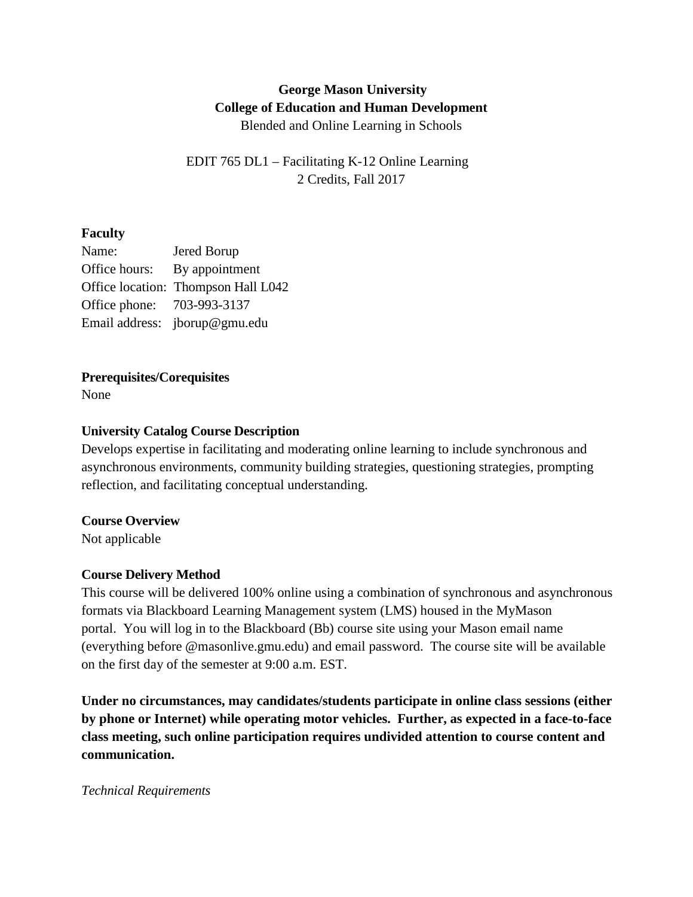**George Mason University**
**College of Education and Human Development**
Blended and Online Learning in Schools

EDIT 765 DL1 – Facilitating K-12 Online Learning
2 Credits, Fall 2017

**Faculty**

Name: Jered Borup
Office hours: By appointment
Office location: Thompson Hall L042
Office phone: 703-993-3137
Email address: jborup@gmu.edu

**Prerequisites/Corequisites**

None

**University Catalog Course Description**

Develops expertise in facilitating and moderating online learning to include synchronous and asynchronous environments, community building strategies, questioning strategies, prompting reflection, and facilitating conceptual understanding.

**Course Overview**

Not applicable

**Course Delivery Method**

This course will be delivered 100% online using a combination of synchronous and asynchronous formats via Blackboard Learning Management system (LMS) housed in the MyMason portal. You will log in to the Blackboard (Bb) course site using your Mason email name (everything before @masonlive.gmu.edu) and email password. The course site will be available on the first day of the semester at 9:00 a.m. EST.

**Under no circumstances, may candidates/students participate in online class sessions (either by phone or Internet) while operating motor vehicles. Further, as expected in a face-to-face class meeting, such online participation requires undivided attention to course content and communication.**

*Technical Requirements*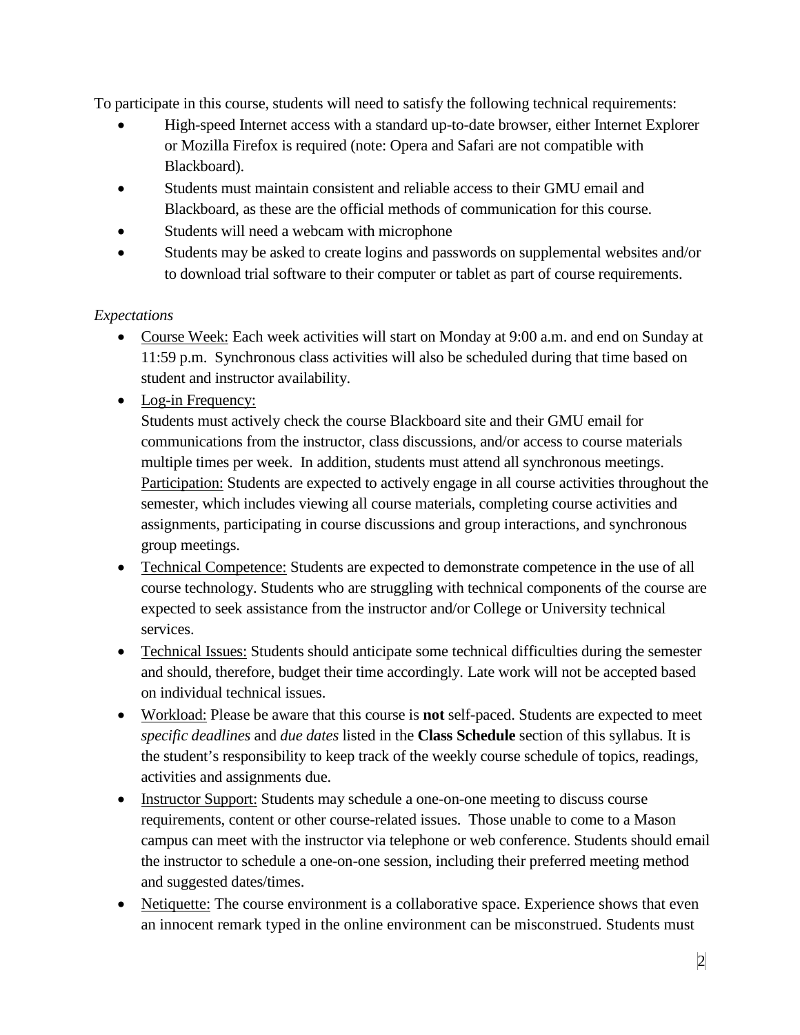To participate in this course, students will need to satisfy the following technical requirements:

- High-speed Internet access with a standard up-to-date browser, either Internet Explorer or Mozilla Firefox is required (note: Opera and Safari are not compatible with Blackboard).
- Students must maintain consistent and reliable access to their GMU email and Blackboard, as these are the official methods of communication for this course.
- Students will need a webcam with microphone
- Students may be asked to create logins and passwords on supplemental websites and/or to download trial software to their computer or tablet as part of course requirements.

*Expectations*

- Course Week: Each week activities will start on Monday at 9:00 a.m. and end on Sunday at 11:59 p.m. Synchronous class activities will also be scheduled during that time based on student and instructor availability.
- Log-in Frequency:
  Students must actively check the course Blackboard site and their GMU email for communications from the instructor, class discussions, and/or access to course materials multiple times per week. In addition, students must attend all synchronous meetings.
  Participation: Students are expected to actively engage in all course activities throughout the semester, which includes viewing all course materials, completing course activities and assignments, participating in course discussions and group interactions, and synchronous group meetings.
- Technical Competence: Students are expected to demonstrate competence in the use of all course technology. Students who are struggling with technical components of the course are expected to seek assistance from the instructor and/or College or University technical services.
- Technical Issues: Students should anticipate some technical difficulties during the semester and should, therefore, budget their time accordingly. Late work will not be accepted based on individual technical issues.
- Workload: Please be aware that this course is **not** self-paced. Students are expected to meet *specific deadlines* and *due dates* listed in the **Class Schedule** section of this syllabus. It is the student's responsibility to keep track of the weekly course schedule of topics, readings, activities and assignments due.
- Instructor Support: Students may schedule a one-on-one meeting to discuss course requirements, content or other course-related issues. Those unable to come to a Mason campus can meet with the instructor via telephone or web conference. Students should email the instructor to schedule a one-on-one session, including their preferred meeting method and suggested dates/times.
- Netiquette: The course environment is a collaborative space. Experience shows that even an innocent remark typed in the online environment can be misconstrued. Students must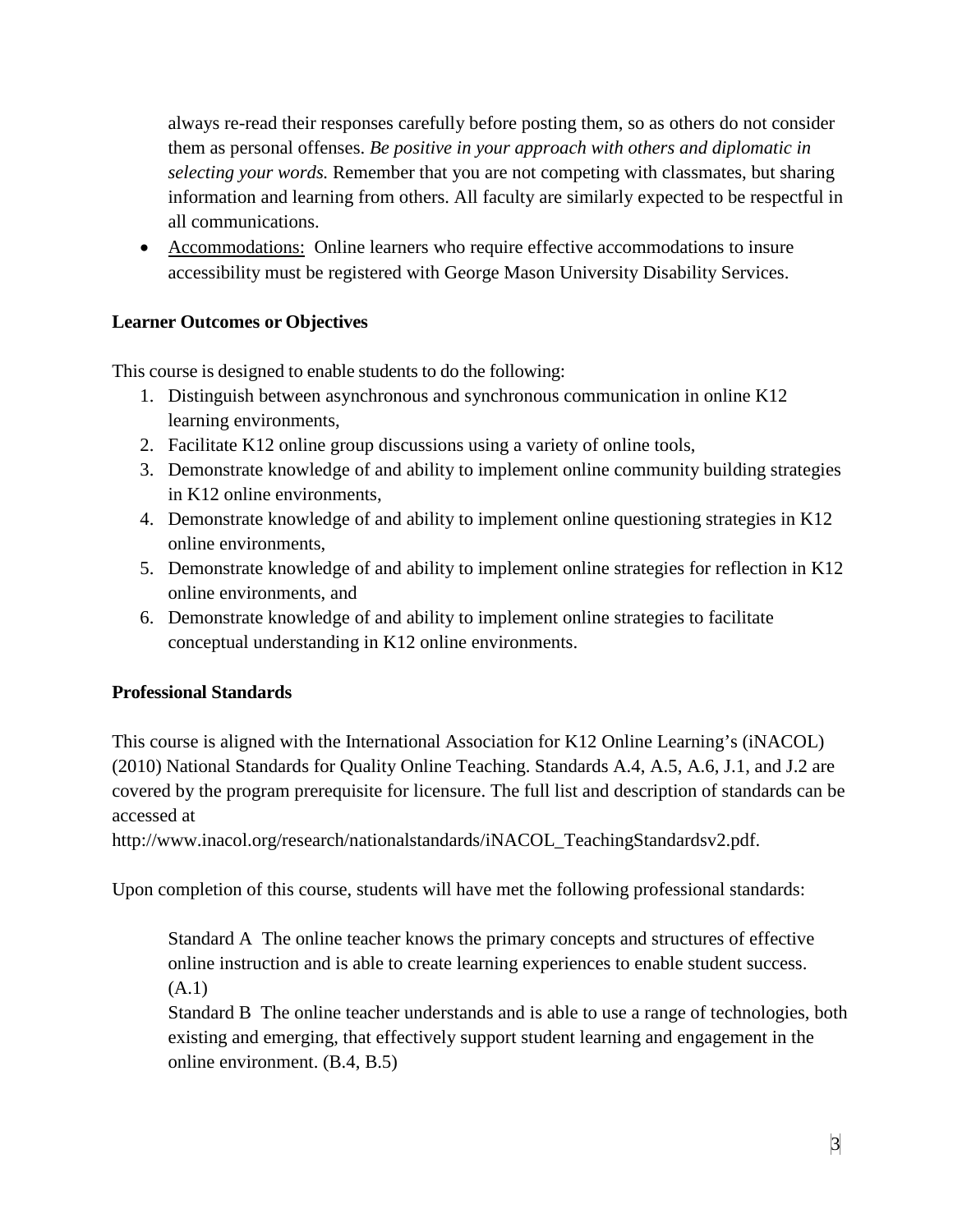always re-read their responses carefully before posting them, so as others do not consider them as personal offenses. *Be positive in your approach with others and diplomatic in selecting your words.* Remember that you are not competing with classmates, but sharing information and learning from others. All faculty are similarly expected to be respectful in all communications.

- Accommodations: Online learners who require effective accommodations to insure accessibility must be registered with George Mason University Disability Services.

**Learner Outcomes or Objectives**

This course is designed to enable students to do the following:

1. Distinguish between asynchronous and synchronous communication in online K12 learning environments,
2. Facilitate K12 online group discussions using a variety of online tools,
3. Demonstrate knowledge of and ability to implement online community building strategies in K12 online environments,
4. Demonstrate knowledge of and ability to implement online questioning strategies in K12 online environments,
5. Demonstrate knowledge of and ability to implement online strategies for reflection in K12 online environments, and
6. Demonstrate knowledge of and ability to implement online strategies to facilitate conceptual understanding in K12 online environments.

**Professional Standards**

This course is aligned with the International Association for K12 Online Learning's (iNACOL) (2010) National Standards for Quality Online Teaching. Standards A.4, A.5, A.6, J.1, and J.2 are covered by the program prerequisite for licensure. The full list and description of standards can be accessed at http://www.inacol.org/research/nationalstandards/iNACOL_TeachingStandardsv2.pdf.

Upon completion of this course, students will have met the following professional standards:

> Standard A The online teacher knows the primary concepts and structures of effective online instruction and is able to create learning experiences to enable student success. (A.1)
>
> Standard B The online teacher understands and is able to use a range of technologies, both existing and emerging, that effectively support student learning and engagement in the online environment. (B.4, B.5)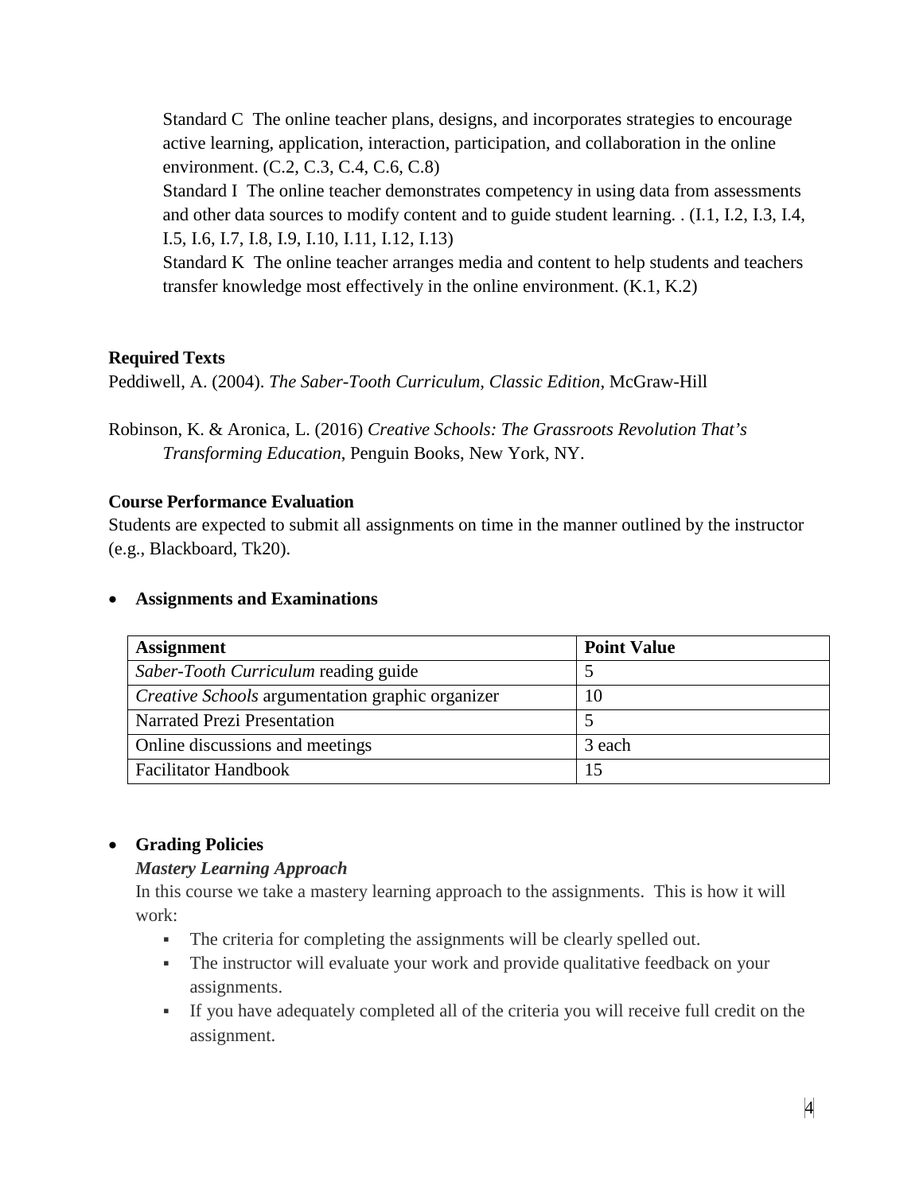Standard C The online teacher plans, designs, and incorporates strategies to encourage active learning, application, interaction, participation, and collaboration in the online environment. (C.2, C.3, C.4, C.6, C.8)

Standard I The online teacher demonstrates competency in using data from assessments and other data sources to modify content and to guide student learning. . (I.1, I.2, I.3, I.4, I.5, I.6, I.7, I.8, I.9, I.10, I.11, I.12, I.13)

Standard K The online teacher arranges media and content to help students and teachers transfer knowledge most effectively in the online environment. (K.1, K.2)

**Required Texts**

Peddiwell, A. (2004). *The Saber-Tooth Curriculum, Classic Edition*, McGraw-Hill

Robinson, K. & Aronica, L. (2016) *Creative Schools: The Grassroots Revolution That's Transforming Education*, Penguin Books, New York, NY.

**Course Performance Evaluation**

Students are expected to submit all assignments on time in the manner outlined by the instructor (e.g., Blackboard, Tk20).

- **Assignments and Examinations**

| **Assignment** | **Point Value** |
|---|---|
| *Saber-Tooth Curriculum* reading guide | 5 |
| *Creative Schools* argumentation graphic organizer | 10 |
| Narrated Prezi Presentation | 5 |
| Online discussions and meetings | 3 each |
| Facilitator Handbook | 15 |

- **Grading Policies**

  ***Mastery Learning Approach***

  In this course we take a mastery learning approach to the assignments. This is how it will work:

  - The criteria for completing the assignments will be clearly spelled out.
  - The instructor will evaluate your work and provide qualitative feedback on your assignments.
  - If you have adequately completed all of the criteria you will receive full credit on the assignment.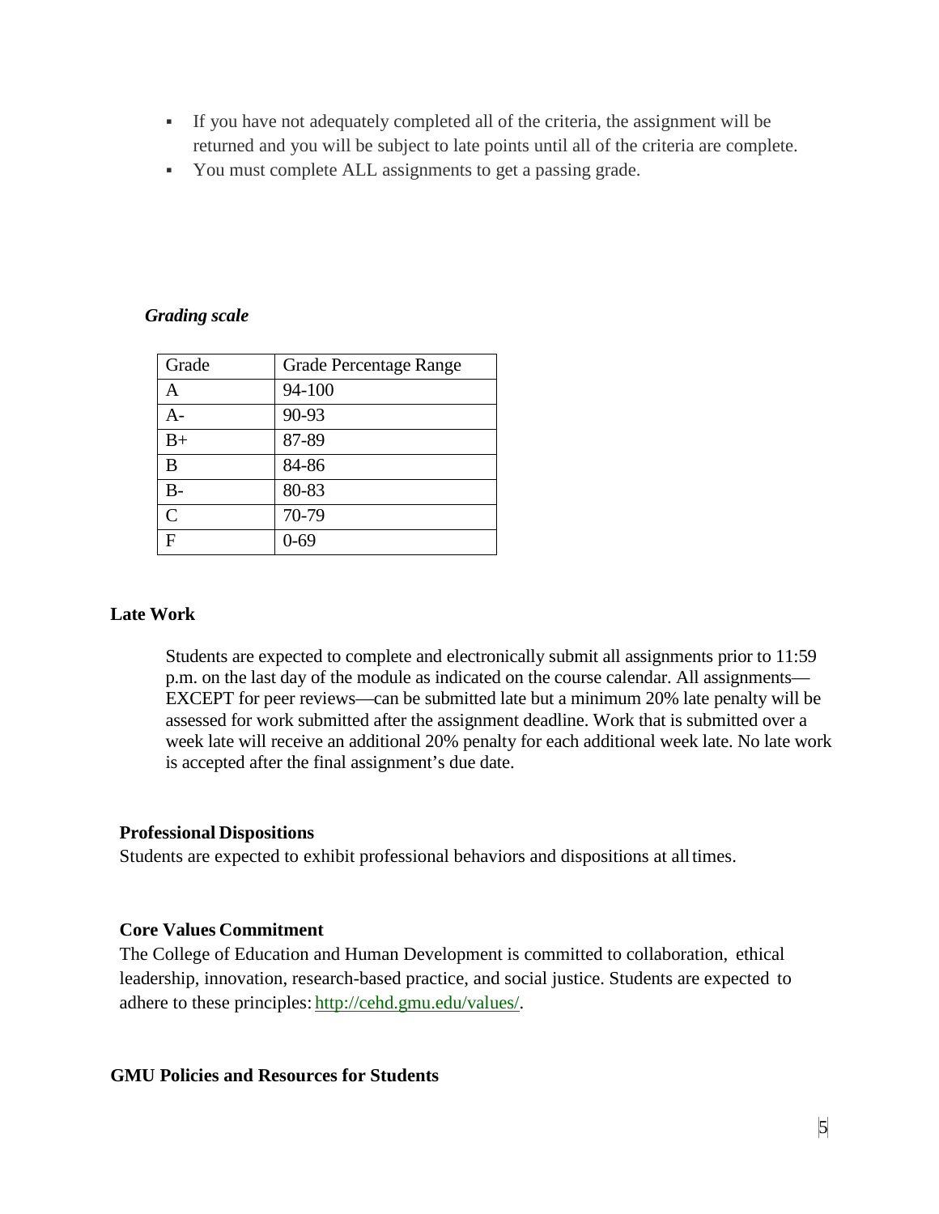- If you have not adequately completed all of the criteria, the assignment will be returned and you will be subject to late points until all of the criteria are complete.
- You must complete ALL assignments to get a passing grade.

***Grading scale***

| Grade | Grade Percentage Range |
|---|---|
| A | 94-100 |
| A- | 90-93 |
| B+ | 87-89 |
| B | 84-86 |
| B- | 80-83 |
| C | 70-79 |
| F | 0-69 |

**Late Work**

Students are expected to complete and electronically submit all assignments prior to 11:59 p.m. on the last day of the module as indicated on the course calendar. All assignments—EXCEPT for peer reviews—can be submitted late but a minimum 20% late penalty will be assessed for work submitted after the assignment deadline. Work that is submitted over a week late will receive an additional 20% penalty for each additional week late. No late work is accepted after the final assignment's due date.

**Professional Dispositions**

Students are expected to exhibit professional behaviors and dispositions at all times.

**Core Values Commitment**

The College of Education and Human Development is committed to collaboration, ethical leadership, innovation, research-based practice, and social justice. Students are expected to adhere to these principles: http://cehd.gmu.edu/values/.

**GMU Policies and Resources for Students**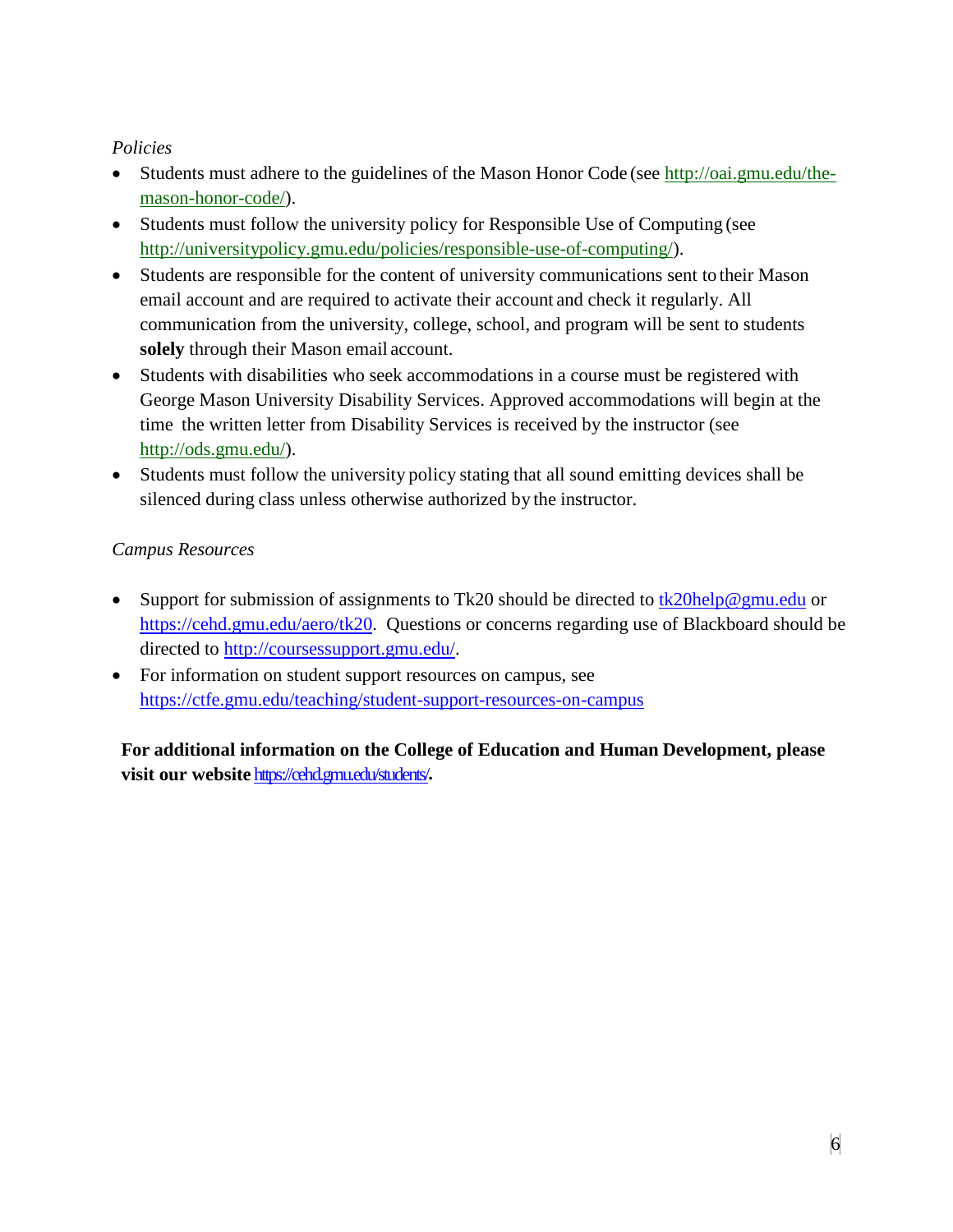*Policies*

- Students must adhere to the guidelines of the Mason Honor Code (see http://oai.gmu.edu/the-mason-honor-code/).
- Students must follow the university policy for Responsible Use of Computing (see http://universitypolicy.gmu.edu/policies/responsible-use-of-computing/).
- Students are responsible for the content of university communications sent to their Mason email account and are required to activate their account and check it regularly. All communication from the university, college, school, and program will be sent to students **solely** through their Mason email account.
- Students with disabilities who seek accommodations in a course must be registered with George Mason University Disability Services. Approved accommodations will begin at the time the written letter from Disability Services is received by the instructor (see http://ods.gmu.edu/).
- Students must follow the university policy stating that all sound emitting devices shall be silenced during class unless otherwise authorized by the instructor.

*Campus Resources*

- Support for submission of assignments to Tk20 should be directed to tk20help@gmu.edu or https://cehd.gmu.edu/aero/tk20. Questions or concerns regarding use of Blackboard should be directed to http://coursessupport.gmu.edu/.
- For information on student support resources on campus, see https://ctfe.gmu.edu/teaching/student-support-resources-on-campus

**For additional information on the College of Education and Human Development, please visit our website** https://cehd.gmu.edu/students/**.**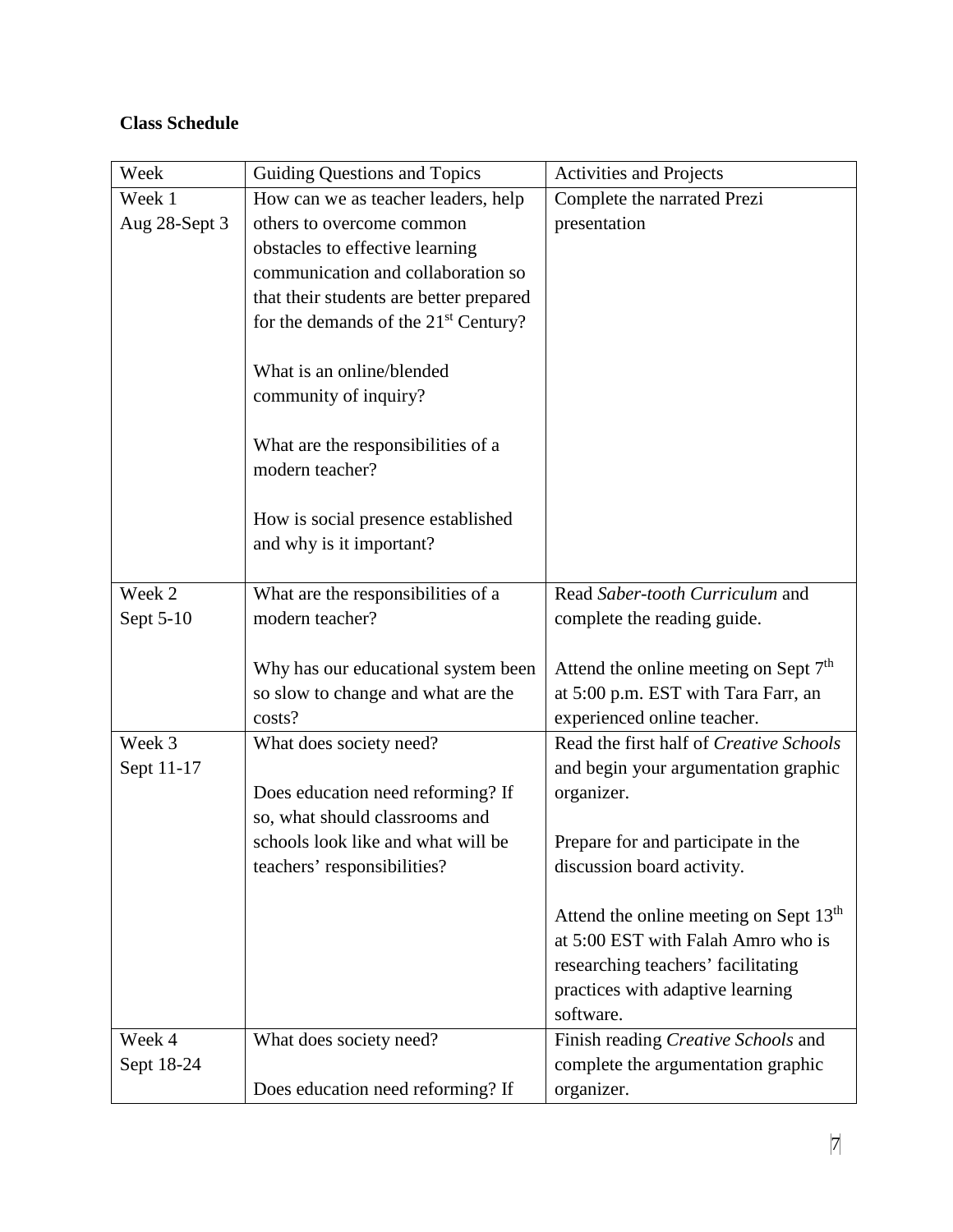**Class Schedule**

| Week | Guiding Questions and Topics | Activities and Projects |
|---|---|---|
| Week 1 Aug 28-Sept 3 | How can we as teacher leaders, help others to overcome common obstacles to effective learning communication and collaboration so that their students are better prepared for the demands of the 21st Century?<br><br>What is an online/blended community of inquiry?<br><br>What are the responsibilities of a modern teacher?<br><br>How is social presence established and why is it important? | Complete the narrated Prezi presentation |
| Week 2 Sept 5-10 | What are the responsibilities of a modern teacher?<br><br>Why has our educational system been so slow to change and what are the costs? | Read *Saber-tooth Curriculum* and complete the reading guide.<br><br>Attend the online meeting on Sept 7th at 5:00 p.m. EST with Tara Farr, an experienced online teacher. |
| Week 3 Sept 11-17 | What does society need?<br><br>Does education need reforming? If so, what should classrooms and schools look like and what will be teachers' responsibilities? | Read the first half of *Creative Schools* and begin your argumentation graphic organizer.<br><br>Prepare for and participate in the discussion board activity.<br><br>Attend the online meeting on Sept 13th at 5:00 EST with Falah Amro who is researching teachers' facilitating practices with adaptive learning software. |
| Week 4 Sept 18-24 | What does society need?<br><br>Does education need reforming? If | Finish reading *Creative Schools* and complete the argumentation graphic organizer. |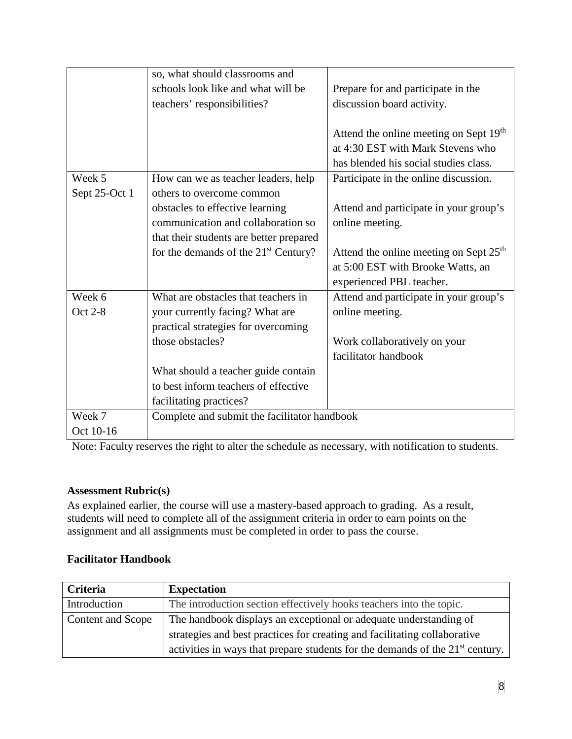| | | |
|---|---|---|
| | so, what should classrooms and schools look like and what will be teachers' responsibilities? | Prepare for and participate in the discussion board activity.<br><br>Attend the online meeting on Sept 19th at 4:30 EST with Mark Stevens who has blended his social studies class. |
| Week 5<br>Sept 25-Oct 1 | How can we as teacher leaders, help others to overcome common obstacles to effective learning communication and collaboration so that their students are better prepared for the demands of the 21st Century? | Participate in the online discussion.<br><br>Attend and participate in your group's online meeting.<br><br>Attend the online meeting on Sept 25th at 5:00 EST with Brooke Watts, an experienced PBL teacher. |
| Week 6<br>Oct 2-8 | What are obstacles that teachers in your currently facing? What are practical strategies for overcoming those obstacles?<br><br>What should a teacher guide contain to best inform teachers of effective facilitating practices? | Attend and participate in your group's online meeting.<br><br>Work collaboratively on your facilitator handbook |
| Week 7<br>Oct 10-16 | Complete and submit the facilitator handbook | |

Note: Faculty reserves the right to alter the schedule as necessary, with notification to students.

**Assessment Rubric(s)**

As explained earlier, the course will use a mastery-based approach to grading. As a result, students will need to complete all of the assignment criteria in order to earn points on the assignment and all assignments must be completed in order to pass the course.

**Facilitator Handbook**

| Criteria | Expectation |
|---|---|
| Introduction | The introduction section effectively hooks teachers into the topic. |
| Content and Scope | The handbook displays an exceptional or adequate understanding of strategies and best practices for creating and facilitating collaborative activities in ways that prepare students for the demands of the 21st century. |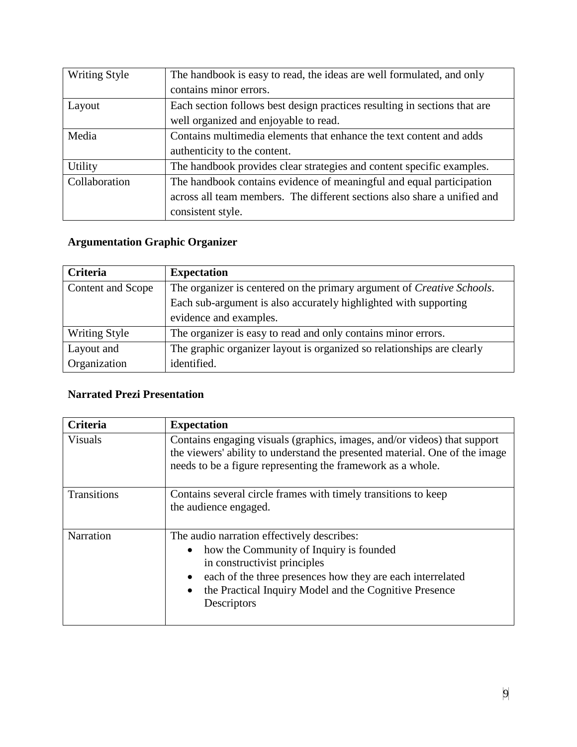| Writing Style | The handbook is easy to read, the ideas are well formulated, and only contains minor errors. |
| --- | --- |
| Layout | Each section follows best design practices resulting in sections that are well organized and enjoyable to read. |
| Media | Contains multimedia elements that enhance the text content and adds authenticity to the content. |
| Utility | The handbook provides clear strategies and content specific examples. |
| Collaboration | The handbook contains evidence of meaningful and equal participation across all team members. The different sections also share a unified and consistent style. |

**Argumentation Graphic Organizer**

| **Criteria** | **Expectation** |
| --- | --- |
| Content and Scope | The organizer is centered on the primary argument of *Creative Schools*. Each sub-argument is also accurately highlighted with supporting evidence and examples. |
| Writing Style | The organizer is easy to read and only contains minor errors. |
| Layout and Organization | The graphic organizer layout is organized so relationships are clearly identified. |

**Narrated Prezi Presentation**

| **Criteria** | **Expectation** |
| --- | --- |
| Visuals | Contains engaging visuals (graphics, images, and/or videos) that support the viewers' ability to understand the presented material. One of the image needs to be a figure representing the framework as a whole. |
| Transitions | Contains several circle frames with timely transitions to keep the audience engaged. |
| Narration | The audio narration effectively describes:<br>• how the Community of Inquiry is founded in constructivist principles<br>• each of the three presences how they are each interrelated<br>• the Practical Inquiry Model and the Cognitive Presence Descriptors |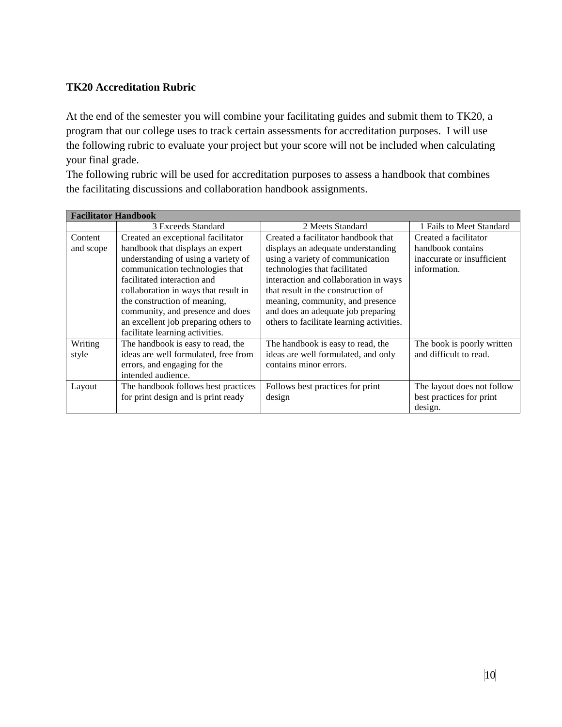**TK20 Accreditation Rubric**

At the end of the semester you will combine your facilitating guides and submit them to TK20, a program that our college uses to track certain assessments for accreditation purposes. I will use the following rubric to evaluate your project but your score will not be included when calculating your final grade.
The following rubric will be used for accreditation purposes to assess a handbook that combines the facilitating discussions and collaboration handbook assignments.

| **Facilitator Handbook** | | | |
|---|---|---|---|
| | 3 Exceeds Standard | 2 Meets Standard | 1 Fails to Meet Standard |
| Content and scope | Created an exceptional facilitator handbook that displays an expert understanding of using a variety of communication technologies that facilitated interaction and collaboration in ways that result in the construction of meaning, community, and presence and does an excellent job preparing others to facilitate learning activities. | Created a facilitator handbook that displays an adequate understanding using a variety of communication technologies that facilitated interaction and collaboration in ways that result in the construction of meaning, community, and presence and does an adequate job preparing others to facilitate learning activities. | Created a facilitator handbook contains inaccurate or insufficient information. |
| Writing style | The handbook is easy to read, the ideas are well formulated, free from errors, and engaging for the intended audience. | The handbook is easy to read, the ideas are well formulated, and only contains minor errors. | The book is poorly written and difficult to read. |
| Layout | The handbook follows best practices for print design and is print ready | Follows best practices for print design | The layout does not follow best practices for print design. |